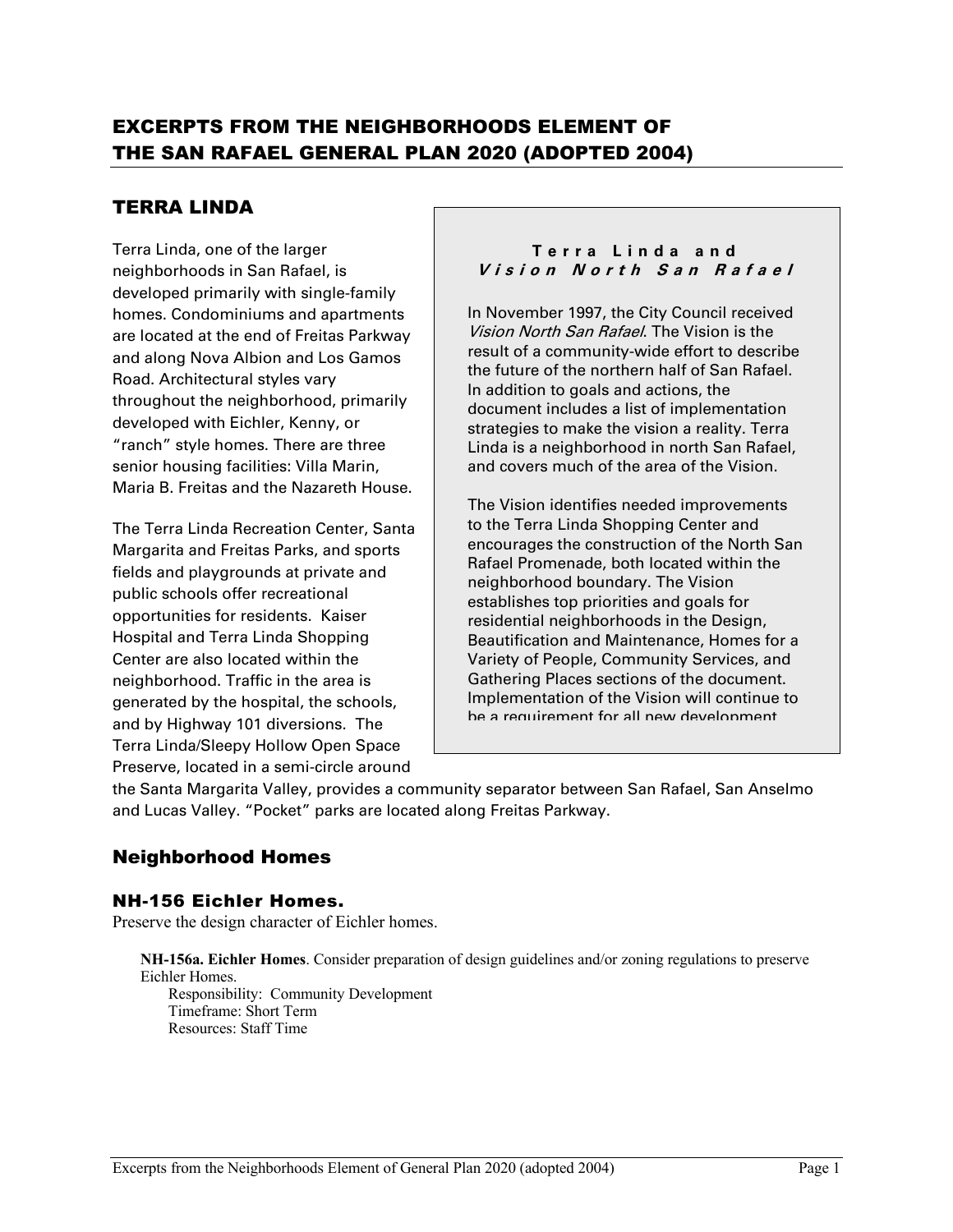# EXCERPTS FROM THE NEIGHBORHOODS ELEMENT OF THE SAN RAFAEL GENERAL PLAN 2020 (ADOPTED 2004)

## TERRA LINDA

Terra Linda, one of the larger neighborhoods in San Rafael, is developed primarily with single-family homes. Condominiums and apartments are located at the end of Freitas Parkway and along Nova Albion and Los Gamos Road. Architectural styles vary throughout the neighborhood, primarily developed with Eichler, Kenny, or "ranch" style homes. There are three senior housing facilities: Villa Marin, Maria B. Freitas and the Nazareth House.

The Terra Linda Recreation Center, Santa Margarita and Freitas Parks, and sports fields and playgrounds at private and public schools offer recreational opportunities for residents. Kaiser Hospital and Terra Linda Shopping Center are also located within the neighborhood. Traffic in the area is generated by the hospital, the schools, and by Highway 101 diversions. The Terra Linda/Sleepy Hollow Open Space Preserve, located in a semi-circle around the Santa Margarita Valley, provides a community separator between San Rafael, San Anselmo and Lucas Valley. "Pocket" parks are located along Freitas Parkway.

> **Terra Linda and *Vision North San Rafael***
>
> In November 1997, the City Council received *Vision North San Rafael*. The Vision is the result of a community-wide effort to describe the future of the northern half of San Rafael. In addition to goals and actions, the document includes a list of implementation strategies to make the vision a reality. Terra Linda is a neighborhood in north San Rafael, and covers much of the area of the Vision.
>
> The Vision identifies needed improvements to the Terra Linda Shopping Center and encourages the construction of the North San Rafael Promenade, both located within the neighborhood boundary. The Vision establishes top priorities and goals for residential neighborhoods in the Design, Beautification and Maintenance, Homes for a Variety of People, Community Services, and Gathering Places sections of the document. Implementation of the Vision will continue to be a requirement for all new development

## Neighborhood Homes

### NH-156 Eichler Homes.

Preserve the design character of Eichler homes.

**NH-156a. Eichler Homes**. Consider preparation of design guidelines and/or zoning regulations to preserve Eichler Homes.

Responsibility: Community Development
Timeframe: Short Term
Resources: Staff Time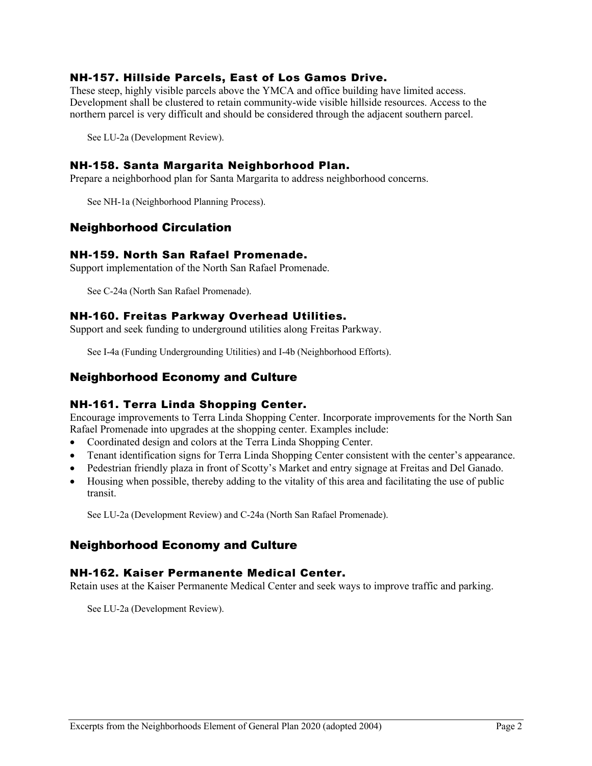### NH-157. Hillside Parcels, East of Los Gamos Drive.

These steep, highly visible parcels above the YMCA and office building have limited access. Development shall be clustered to retain community-wide visible hillside resources. Access to the northern parcel is very difficult and should be considered through the adjacent southern parcel.

See LU-2a (Development Review).

### NH-158. Santa Margarita Neighborhood Plan.

Prepare a neighborhood plan for Santa Margarita to address neighborhood concerns.

See NH-1a (Neighborhood Planning Process).

## Neighborhood Circulation

### NH-159. North San Rafael Promenade.

Support implementation of the North San Rafael Promenade.

See C-24a (North San Rafael Promenade).

### NH-160. Freitas Parkway Overhead Utilities.

Support and seek funding to underground utilities along Freitas Parkway.

See I-4a (Funding Undergrounding Utilities) and I-4b (Neighborhood Efforts).

## Neighborhood Economy and Culture

### NH-161. Terra Linda Shopping Center.

Encourage improvements to Terra Linda Shopping Center. Incorporate improvements for the North San Rafael Promenade into upgrades at the shopping center. Examples include:

- Coordinated design and colors at the Terra Linda Shopping Center.
- Tenant identification signs for Terra Linda Shopping Center consistent with the center's appearance.
- Pedestrian friendly plaza in front of Scotty's Market and entry signage at Freitas and Del Ganado.
- Housing when possible, thereby adding to the vitality of this area and facilitating the use of public transit.

See LU-2a (Development Review) and C-24a (North San Rafael Promenade).

## Neighborhood Economy and Culture

### NH-162. Kaiser Permanente Medical Center.

Retain uses at the Kaiser Permanente Medical Center and seek ways to improve traffic and parking.

See LU-2a (Development Review).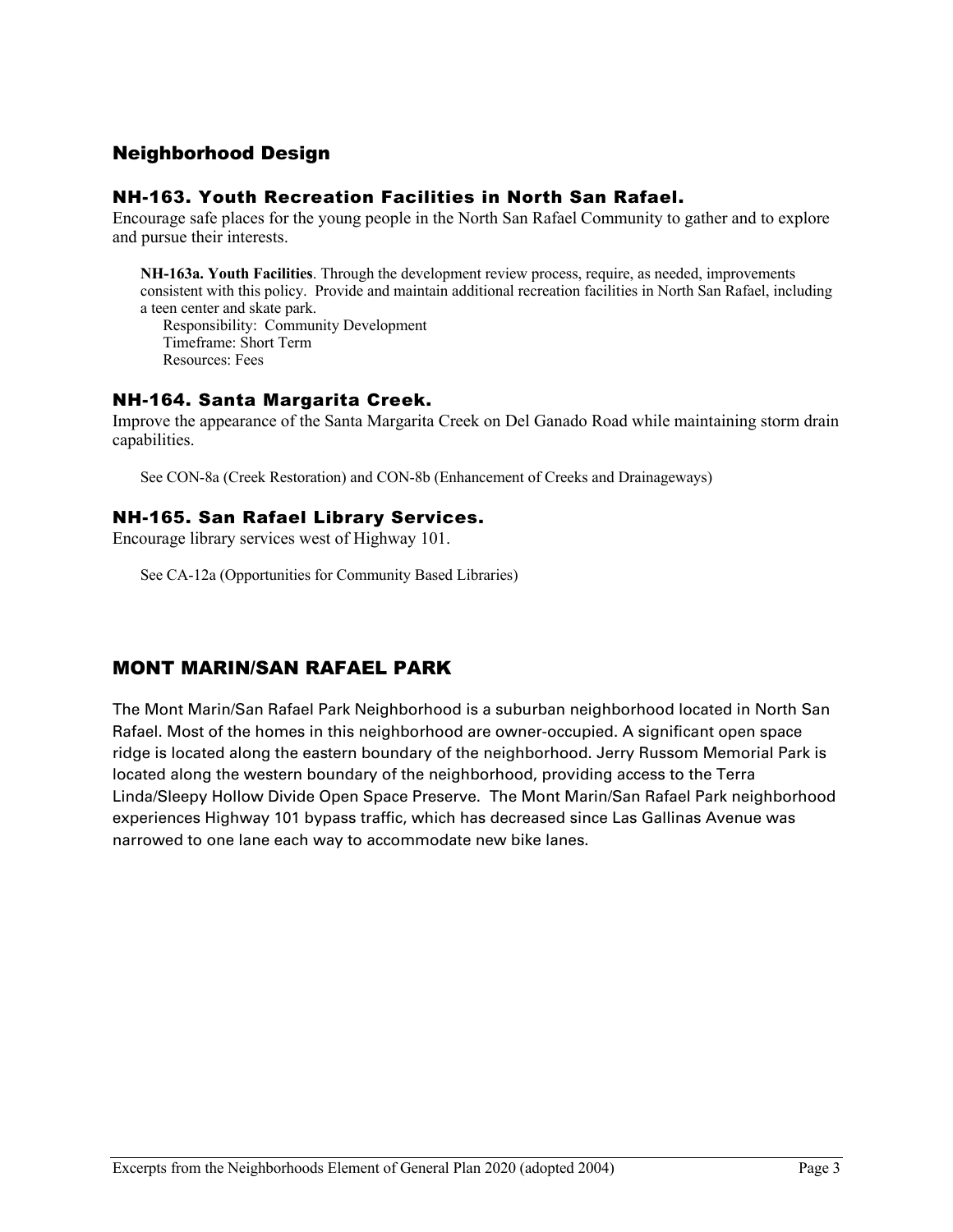## Neighborhood Design

### NH-163. Youth Recreation Facilities in North San Rafael.

Encourage safe places for the young people in the North San Rafael Community to gather and to explore and pursue their interests.

**NH-163a. Youth Facilities**. Through the development review process, require, as needed, improvements consistent with this policy. Provide and maintain additional recreation facilities in North San Rafael, including a teen center and skate park.

Responsibility: Community Development
Timeframe: Short Term
Resources: Fees

### NH-164. Santa Margarita Creek.

Improve the appearance of the Santa Margarita Creek on Del Ganado Road while maintaining storm drain capabilities.

See CON-8a (Creek Restoration) and CON-8b (Enhancement of Creeks and Drainageways)

### NH-165. San Rafael Library Services.

Encourage library services west of Highway 101.

See CA-12a (Opportunities for Community Based Libraries)

## MONT MARIN/SAN RAFAEL PARK

The Mont Marin/San Rafael Park Neighborhood is a suburban neighborhood located in North San Rafael. Most of the homes in this neighborhood are owner-occupied. A significant open space ridge is located along the eastern boundary of the neighborhood. Jerry Russom Memorial Park is located along the western boundary of the neighborhood, providing access to the Terra Linda/Sleepy Hollow Divide Open Space Preserve. The Mont Marin/San Rafael Park neighborhood experiences Highway 101 bypass traffic, which has decreased since Las Gallinas Avenue was narrowed to one lane each way to accommodate new bike lanes.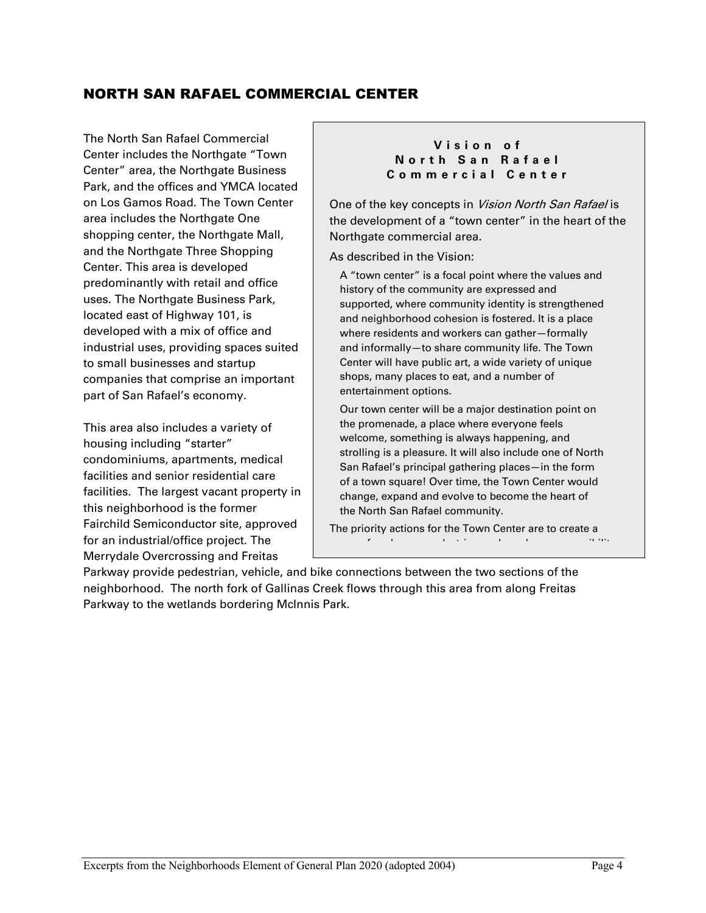## NORTH SAN RAFAEL COMMERCIAL CENTER

The North San Rafael Commercial Center includes the Northgate "Town Center" area, the Northgate Business Park, and the offices and YMCA located on Los Gamos Road. The Town Center area includes the Northgate One shopping center, the Northgate Mall, and the Northgate Three Shopping Center. This area is developed predominantly with retail and office uses. The Northgate Business Park, located east of Highway 101, is developed with a mix of office and industrial uses, providing spaces suited to small businesses and startup companies that comprise an important part of San Rafael's economy.

This area also includes a variety of housing including "starter" condominiums, apartments, medical facilities and senior residential care facilities. The largest vacant property in this neighborhood is the former Fairchild Semiconductor site, approved for an industrial/office project. The Merrydale Overcrossing and Freitas Parkway provide pedestrian, vehicle, and bike connections between the two sections of the neighborhood. The north fork of Gallinas Creek flows through this area from along Freitas Parkway to the wetlands bordering McInnis Park.

> **Vision of North San Rafael Commercial Center**
>
> One of the key concepts in *Vision North San Rafael* is the development of a "town center" in the heart of the Northgate commercial area.
>
> As described in the Vision:
>
> > A "town center" is a focal point where the values and history of the community are expressed and supported, where community identity is strengthened and neighborhood cohesion is fostered. It is a place where residents and workers can gather—formally and informally—to share community life. The Town Center will have public art, a wide variety of unique shops, many places to eat, and a number of entertainment options.
> >
> > Our town center will be a major destination point on the promenade, a place where everyone feels welcome, something is always happening, and strolling is a pleasure. It will also include one of North San Rafael's principal gathering places—in the form of a town square! Over time, the Town Center would change, expand and evolve to become the heart of the North San Rafael community.
>
> The priority actions for the Town Center are to create a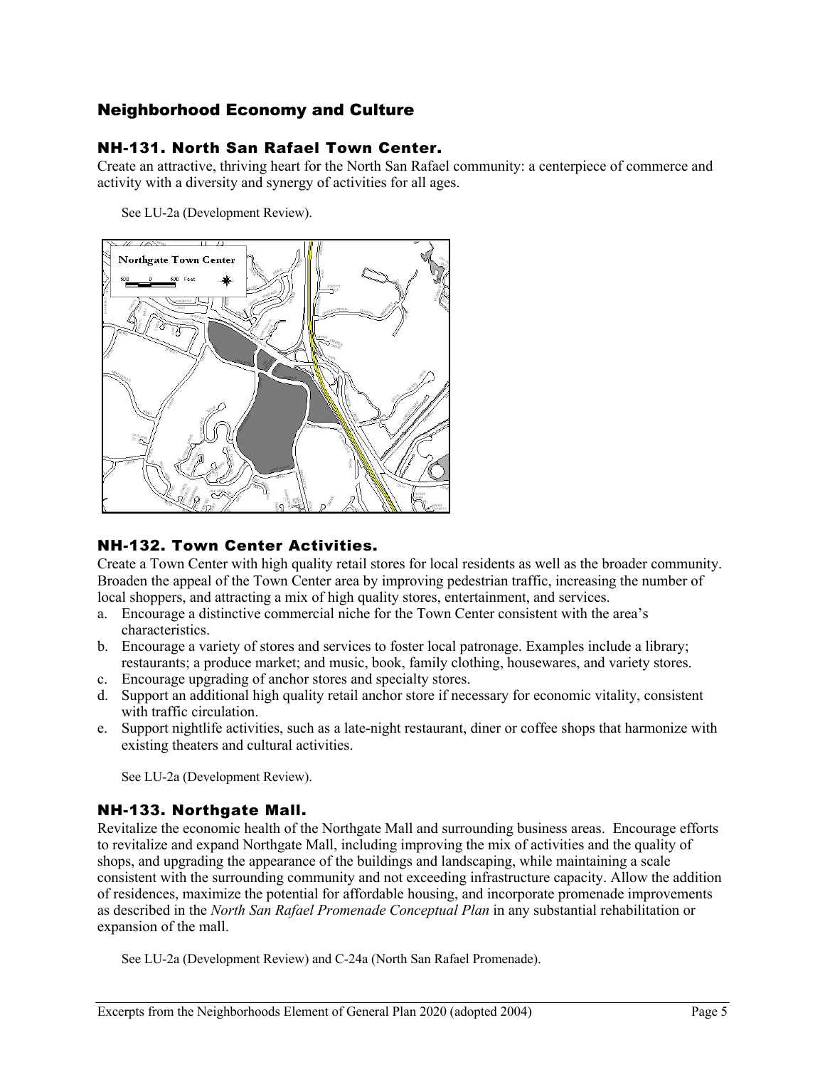## Neighborhood Economy and Culture

### NH-131. North San Rafael Town Center.

Create an attractive, thriving heart for the North San Rafael community: a centerpiece of commerce and activity with a diversity and synergy of activities for all ages.

See LU-2a (Development Review).

### NH-132. Town Center Activities.

Create a Town Center with high quality retail stores for local residents as well as the broader community. Broaden the appeal of the Town Center area by improving pedestrian traffic, increasing the number of local shoppers, and attracting a mix of high quality stores, entertainment, and services.

a. Encourage a distinctive commercial niche for the Town Center consistent with the area's characteristics.
b. Encourage a variety of stores and services to foster local patronage. Examples include a library; restaurants; a produce market; and music, book, family clothing, housewares, and variety stores.
c. Encourage upgrading of anchor stores and specialty stores.
d. Support an additional high quality retail anchor store if necessary for economic vitality, consistent with traffic circulation.
e. Support nightlife activities, such as a late-night restaurant, diner or coffee shops that harmonize with existing theaters and cultural activities.

See LU-2a (Development Review).

### NH-133. Northgate Mall.

Revitalize the economic health of the Northgate Mall and surrounding business areas. Encourage efforts to revitalize and expand Northgate Mall, including improving the mix of activities and the quality of shops, and upgrading the appearance of the buildings and landscaping, while maintaining a scale consistent with the surrounding community and not exceeding infrastructure capacity. Allow the addition of residences, maximize the potential for affordable housing, and incorporate promenade improvements as described in the *North San Rafael Promenade Conceptual Plan* in any substantial rehabilitation or expansion of the mall.

See LU-2a (Development Review) and C-24a (North San Rafael Promenade).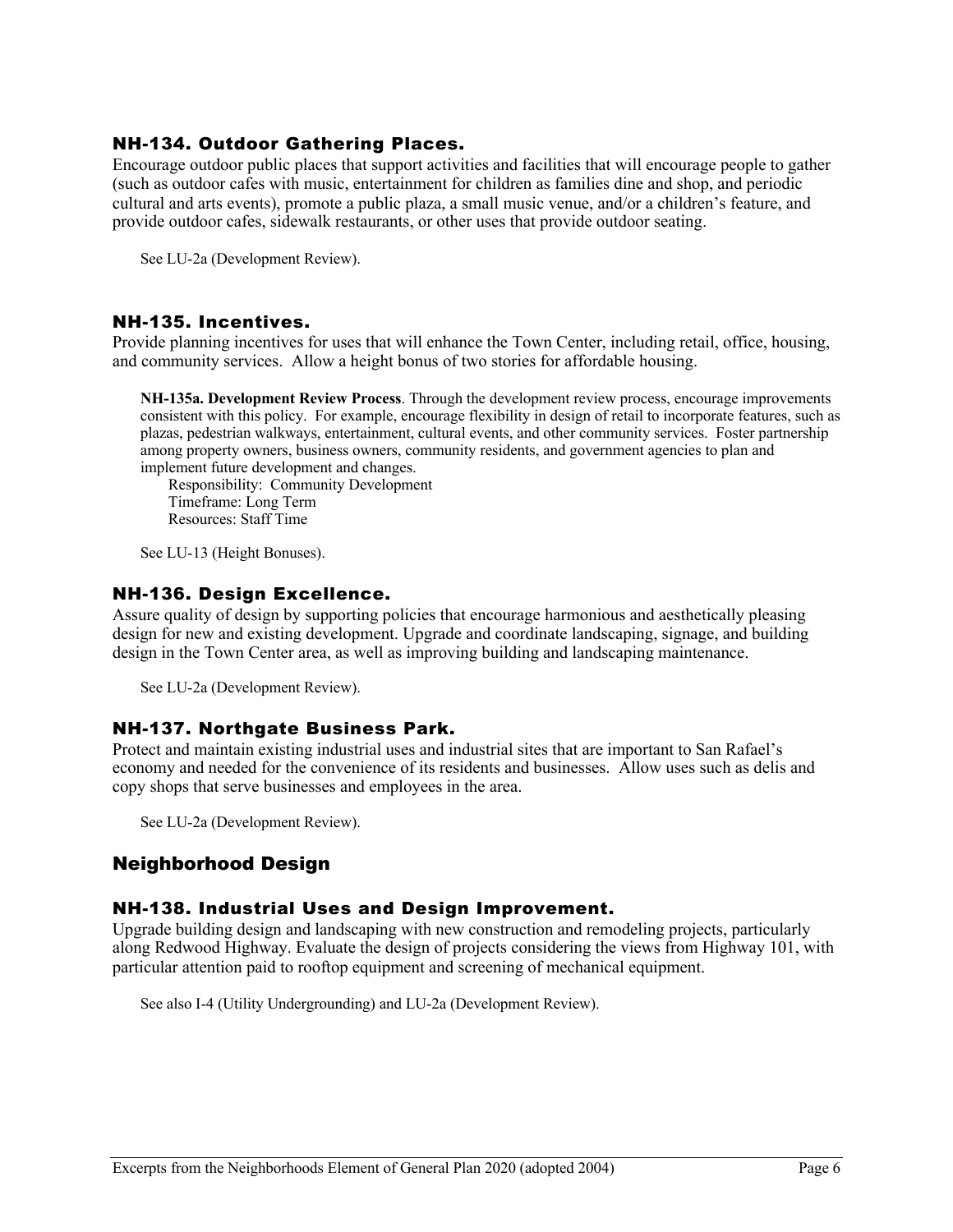### NH-134. Outdoor Gathering Places.

Encourage outdoor public places that support activities and facilities that will encourage people to gather (such as outdoor cafes with music, entertainment for children as families dine and shop, and periodic cultural and arts events), promote a public plaza, a small music venue, and/or a children's feature, and provide outdoor cafes, sidewalk restaurants, or other uses that provide outdoor seating.

See LU-2a (Development Review).

### NH-135. Incentives.

Provide planning incentives for uses that will enhance the Town Center, including retail, office, housing, and community services. Allow a height bonus of two stories for affordable housing.

**NH-135a. Development Review Process**. Through the development review process, encourage improvements consistent with this policy. For example, encourage flexibility in design of retail to incorporate features, such as plazas, pedestrian walkways, entertainment, cultural events, and other community services. Foster partnership among property owners, business owners, community residents, and government agencies to plan and implement future development and changes.

Responsibility: Community Development
Timeframe: Long Term
Resources: Staff Time

See LU-13 (Height Bonuses).

### NH-136. Design Excellence.

Assure quality of design by supporting policies that encourage harmonious and aesthetically pleasing design for new and existing development. Upgrade and coordinate landscaping, signage, and building design in the Town Center area, as well as improving building and landscaping maintenance.

See LU-2a (Development Review).

### NH-137. Northgate Business Park.

Protect and maintain existing industrial uses and industrial sites that are important to San Rafael's economy and needed for the convenience of its residents and businesses. Allow uses such as delis and copy shops that serve businesses and employees in the area.

See LU-2a (Development Review).

## Neighborhood Design

### NH-138. Industrial Uses and Design Improvement.

Upgrade building design and landscaping with new construction and remodeling projects, particularly along Redwood Highway. Evaluate the design of projects considering the views from Highway 101, with particular attention paid to rooftop equipment and screening of mechanical equipment.

See also I-4 (Utility Undergrounding) and LU-2a (Development Review).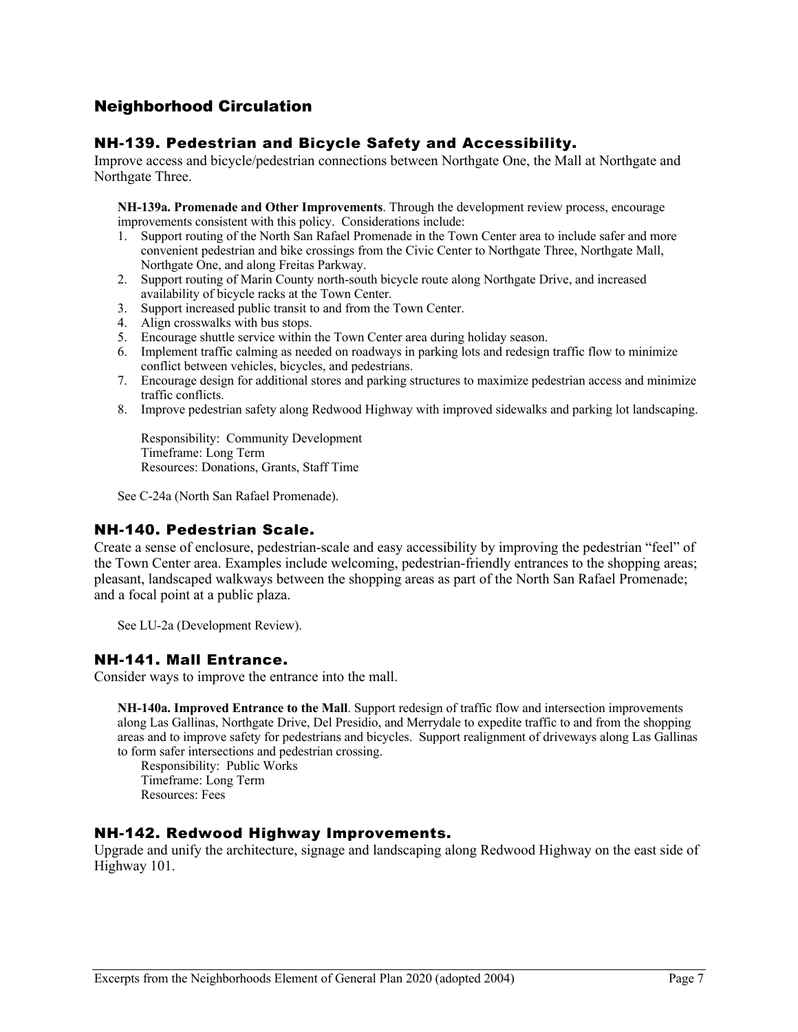## Neighborhood Circulation

### NH-139. Pedestrian and Bicycle Safety and Accessibility.

Improve access and bicycle/pedestrian connections between Northgate One, the Mall at Northgate and Northgate Three.

**NH-139a. Promenade and Other Improvements**. Through the development review process, encourage improvements consistent with this policy. Considerations include:

1. Support routing of the North San Rafael Promenade in the Town Center area to include safer and more convenient pedestrian and bike crossings from the Civic Center to Northgate Three, Northgate Mall, Northgate One, and along Freitas Parkway.
2. Support routing of Marin County north-south bicycle route along Northgate Drive, and increased availability of bicycle racks at the Town Center.
3. Support increased public transit to and from the Town Center.
4. Align crosswalks with bus stops.
5. Encourage shuttle service within the Town Center area during holiday season.
6. Implement traffic calming as needed on roadways in parking lots and redesign traffic flow to minimize conflict between vehicles, bicycles, and pedestrians.
7. Encourage design for additional stores and parking structures to maximize pedestrian access and minimize traffic conflicts.
8. Improve pedestrian safety along Redwood Highway with improved sidewalks and parking lot landscaping.

Responsibility: Community Development
Timeframe: Long Term
Resources: Donations, Grants, Staff Time

See C-24a (North San Rafael Promenade).

### NH-140. Pedestrian Scale.

Create a sense of enclosure, pedestrian-scale and easy accessibility by improving the pedestrian "feel" of the Town Center area. Examples include welcoming, pedestrian-friendly entrances to the shopping areas; pleasant, landscaped walkways between the shopping areas as part of the North San Rafael Promenade; and a focal point at a public plaza.

See LU-2a (Development Review).

### NH-141. Mall Entrance.

Consider ways to improve the entrance into the mall.

**NH-140a. Improved Entrance to the Mall**. Support redesign of traffic flow and intersection improvements along Las Gallinas, Northgate Drive, Del Presidio, and Merrydale to expedite traffic to and from the shopping areas and to improve safety for pedestrians and bicycles. Support realignment of driveways along Las Gallinas to form safer intersections and pedestrian crossing.

Responsibility: Public Works
Timeframe: Long Term
Resources: Fees

### NH-142. Redwood Highway Improvements.

Upgrade and unify the architecture, signage and landscaping along Redwood Highway on the east side of Highway 101.